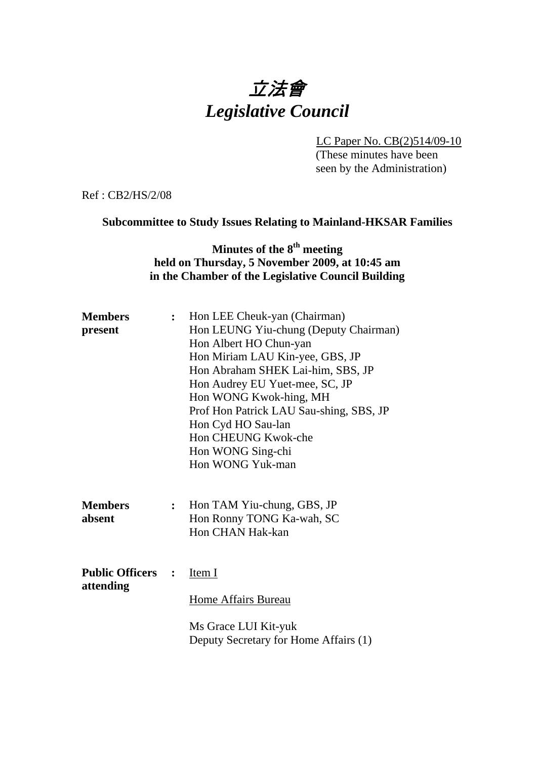# 立法會
# *Legislative Council*

LC Paper No. CB(2)514/09-10
(These minutes have been seen by the Administration)

Ref : CB2/HS/2/08

**Subcommittee to Study Issues Relating to Mainland-HKSAR Families**

**Minutes of the 8th meeting**
**held on Thursday, 5 November 2009, at 10:45 am**
**in the Chamber of the Legislative Council Building**

**Members present** : Hon LEE Cheuk-yan (Chairman)
Hon LEUNG Yiu-chung (Deputy Chairman)
Hon Albert HO Chun-yan
Hon Miriam LAU Kin-yee, GBS, JP
Hon Abraham SHEK Lai-him, SBS, JP
Hon Audrey EU Yuet-mee, SC, JP
Hon WONG Kwok-hing, MH
Prof Hon Patrick LAU Sau-shing, SBS, JP
Hon Cyd HO Sau-lan
Hon CHEUNG Kwok-che
Hon WONG Sing-chi
Hon WONG Yuk-man

**Members absent** : Hon TAM Yiu-chung, GBS, JP
Hon Ronny TONG Ka-wah, SC
Hon CHAN Hak-kan

**Public Officers attending** : Item I

Home Affairs Bureau

Ms Grace LUI Kit-yuk
Deputy Secretary for Home Affairs (1)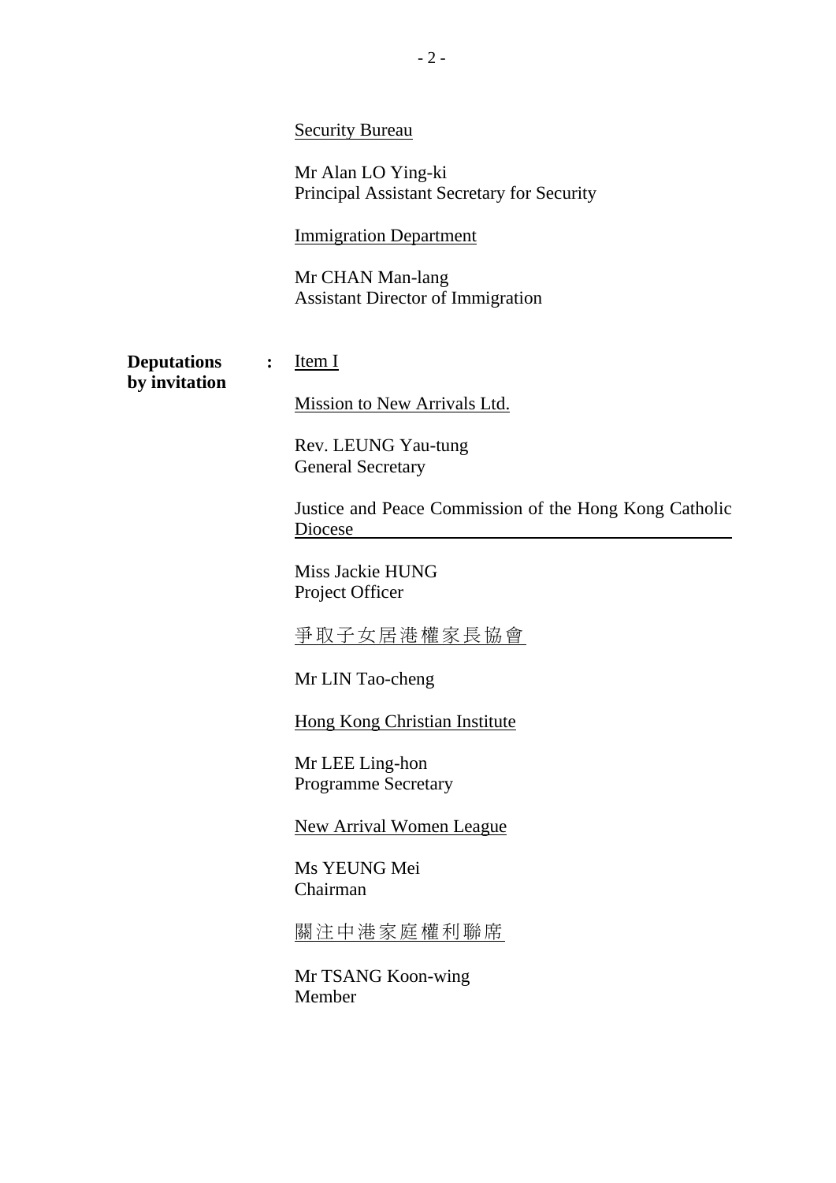Security Bureau

Mr Alan LO Ying-ki
Principal Assistant Secretary for Security

Immigration Department

Mr CHAN Man-lang
Assistant Director of Immigration

**Deputations by invitation** : Item I

Mission to New Arrivals Ltd.

Rev. LEUNG Yau-tung
General Secretary

Justice and Peace Commission of the Hong Kong Catholic Diocese

Miss Jackie HUNG
Project Officer

爭取子女居港權家長協會

Mr LIN Tao-cheng

Hong Kong Christian Institute

Mr LEE Ling-hon
Programme Secretary

New Arrival Women League

Ms YEUNG Mei
Chairman

關注中港家庭權利聯席

Mr TSANG Koon-wing
Member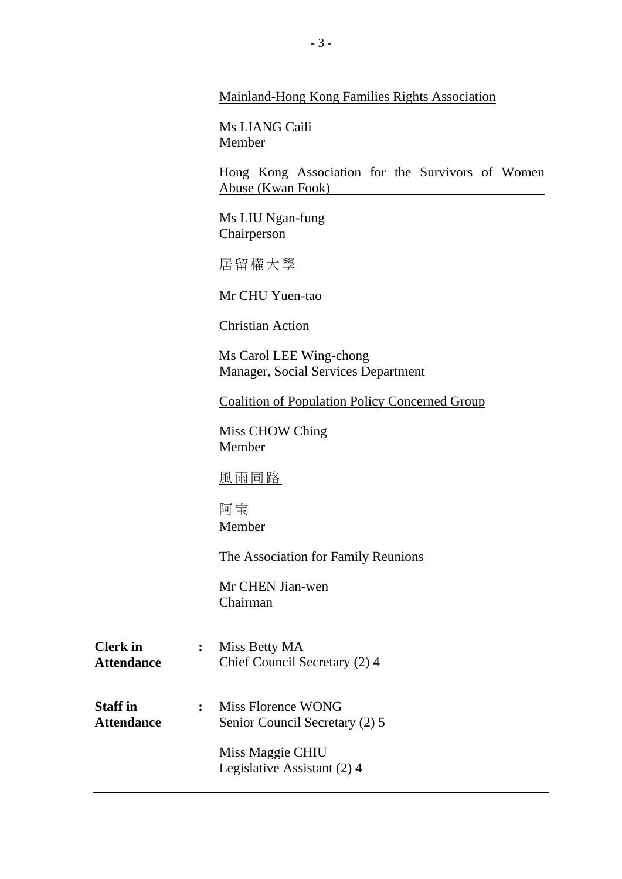<u>Mainland-Hong Kong Families Rights Association</u>

Ms LIANG Caili
Member

<u>Hong Kong Association for the Survivors of Women Abuse (Kwan Fook)</u>

Ms LIU Ngan-fung
Chairperson

<u>居留權大學</u>

Mr CHU Yuen-tao

<u>Christian Action</u>

Ms Carol LEE Wing-chong
Manager, Social Services Department

<u>Coalition of Population Policy Concerned Group</u>

Miss CHOW Ching
Member

<u>風雨同路</u>

阿宝
Member

<u>The Association for Family Reunions</u>

Mr CHEN Jian-wen
Chairman

**Clerk in Attendance** : Miss Betty MA
Chief Council Secretary (2) 4

**Staff in Attendance** : Miss Florence WONG
Senior Council Secretary (2) 5

Miss Maggie CHIU
Legislative Assistant (2) 4

---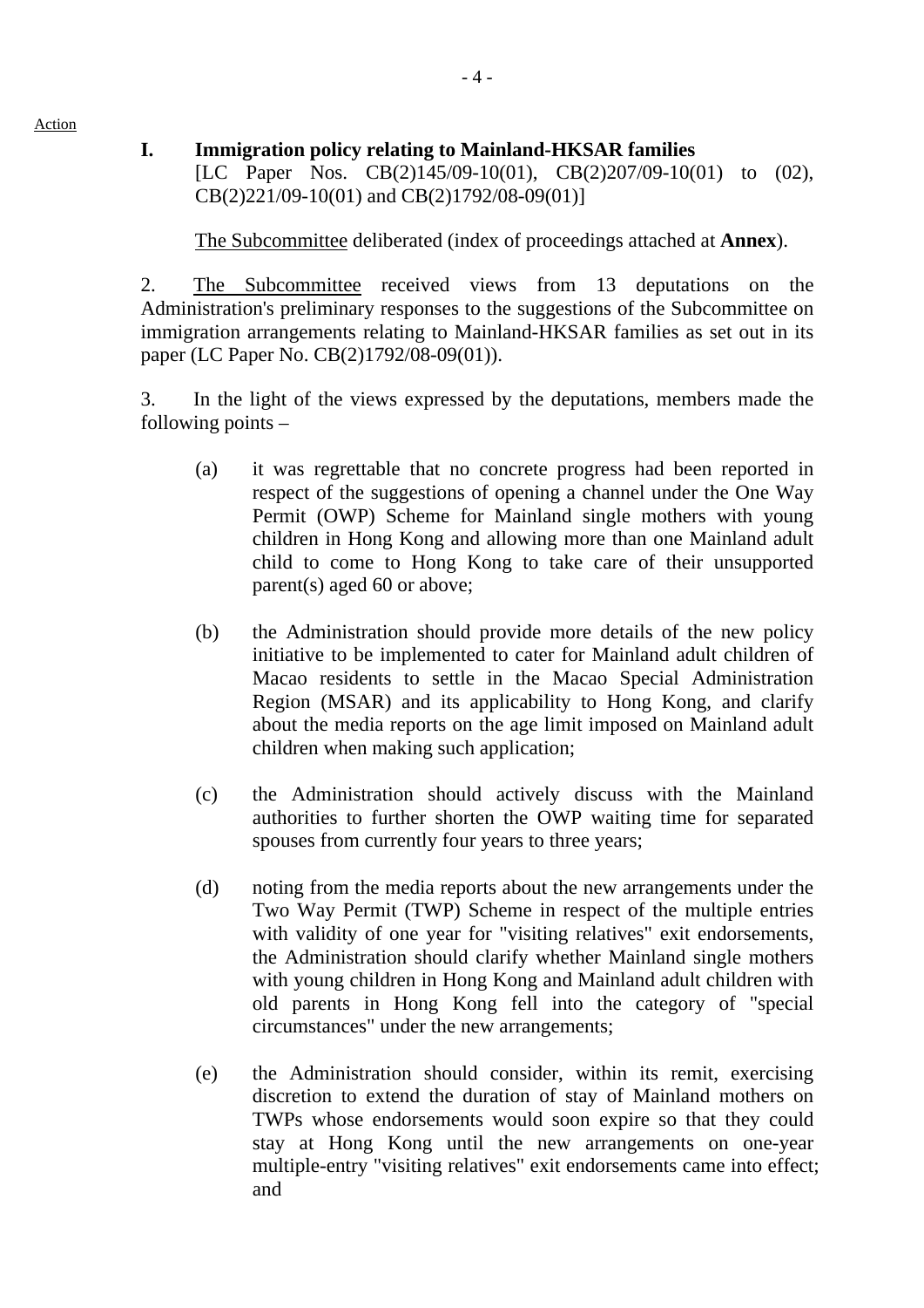Action

## I. Immigration policy relating to Mainland-HKSAR families

[LC Paper Nos. CB(2)145/09-10(01), CB(2)207/09-10(01) to (02), CB(2)221/09-10(01) and CB(2)1792/08-09(01)]

The Subcommittee deliberated (index of proceedings attached at **Annex**).

2. The Subcommittee received views from 13 deputations on the Administration's preliminary responses to the suggestions of the Subcommittee on immigration arrangements relating to Mainland-HKSAR families as set out in its paper (LC Paper No. CB(2)1792/08-09(01)).

3. In the light of the views expressed by the deputations, members made the following points –

(a) it was regrettable that no concrete progress had been reported in respect of the suggestions of opening a channel under the One Way Permit (OWP) Scheme for Mainland single mothers with young children in Hong Kong and allowing more than one Mainland adult child to come to Hong Kong to take care of their unsupported parent(s) aged 60 or above;

(b) the Administration should provide more details of the new policy initiative to be implemented to cater for Mainland adult children of Macao residents to settle in the Macao Special Administration Region (MSAR) and its applicability to Hong Kong, and clarify about the media reports on the age limit imposed on Mainland adult children when making such application;

(c) the Administration should actively discuss with the Mainland authorities to further shorten the OWP waiting time for separated spouses from currently four years to three years;

(d) noting from the media reports about the new arrangements under the Two Way Permit (TWP) Scheme in respect of the multiple entries with validity of one year for "visiting relatives" exit endorsements, the Administration should clarify whether Mainland single mothers with young children in Hong Kong and Mainland adult children with old parents in Hong Kong fell into the category of "special circumstances" under the new arrangements;

(e) the Administration should consider, within its remit, exercising discretion to extend the duration of stay of Mainland mothers on TWPs whose endorsements would soon expire so that they could stay at Hong Kong until the new arrangements on one-year multiple-entry "visiting relatives" exit endorsements came into effect; and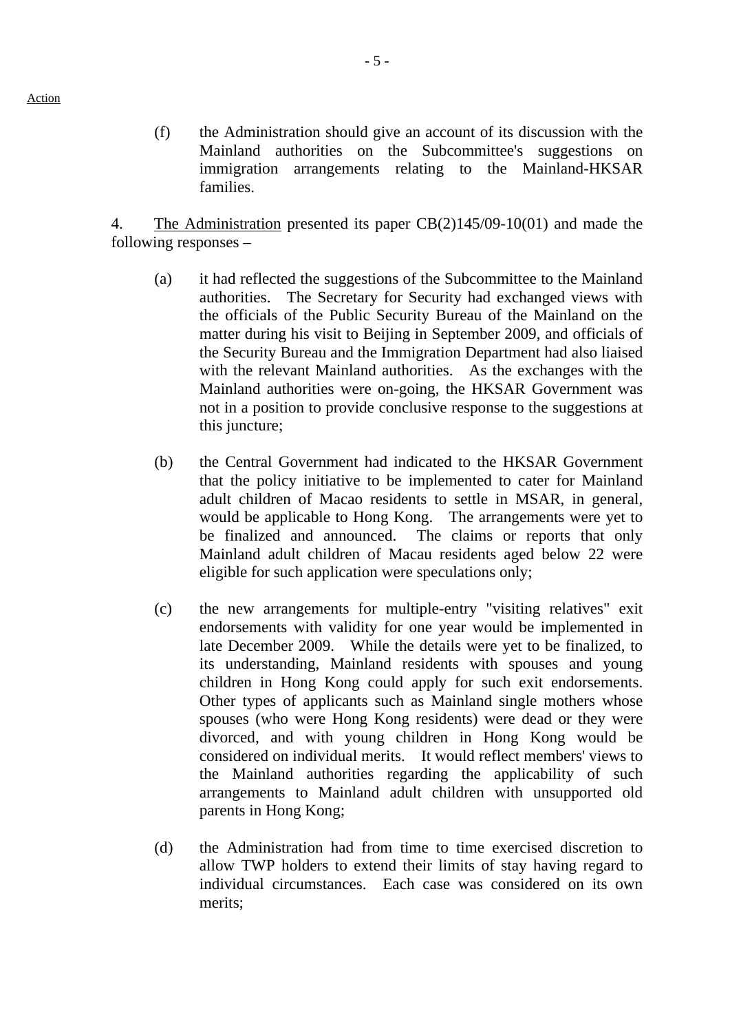Action

(f) the Administration should give an account of its discussion with the Mainland authorities on the Subcommittee's suggestions on immigration arrangements relating to the Mainland-HKSAR families.

4. The Administration presented its paper CB(2)145/09-10(01) and made the following responses –

(a) it had reflected the suggestions of the Subcommittee to the Mainland authorities. The Secretary for Security had exchanged views with the officials of the Public Security Bureau of the Mainland on the matter during his visit to Beijing in September 2009, and officials of the Security Bureau and the Immigration Department had also liaised with the relevant Mainland authorities. As the exchanges with the Mainland authorities were on-going, the HKSAR Government was not in a position to provide conclusive response to the suggestions at this juncture;

(b) the Central Government had indicated to the HKSAR Government that the policy initiative to be implemented to cater for Mainland adult children of Macao residents to settle in MSAR, in general, would be applicable to Hong Kong. The arrangements were yet to be finalized and announced. The claims or reports that only Mainland adult children of Macau residents aged below 22 were eligible for such application were speculations only;

(c) the new arrangements for multiple-entry "visiting relatives" exit endorsements with validity for one year would be implemented in late December 2009. While the details were yet to be finalized, to its understanding, Mainland residents with spouses and young children in Hong Kong could apply for such exit endorsements. Other types of applicants such as Mainland single mothers whose spouses (who were Hong Kong residents) were dead or they were divorced, and with young children in Hong Kong would be considered on individual merits. It would reflect members' views to the Mainland authorities regarding the applicability of such arrangements to Mainland adult children with unsupported old parents in Hong Kong;

(d) the Administration had from time to time exercised discretion to allow TWP holders to extend their limits of stay having regard to individual circumstances. Each case was considered on its own merits;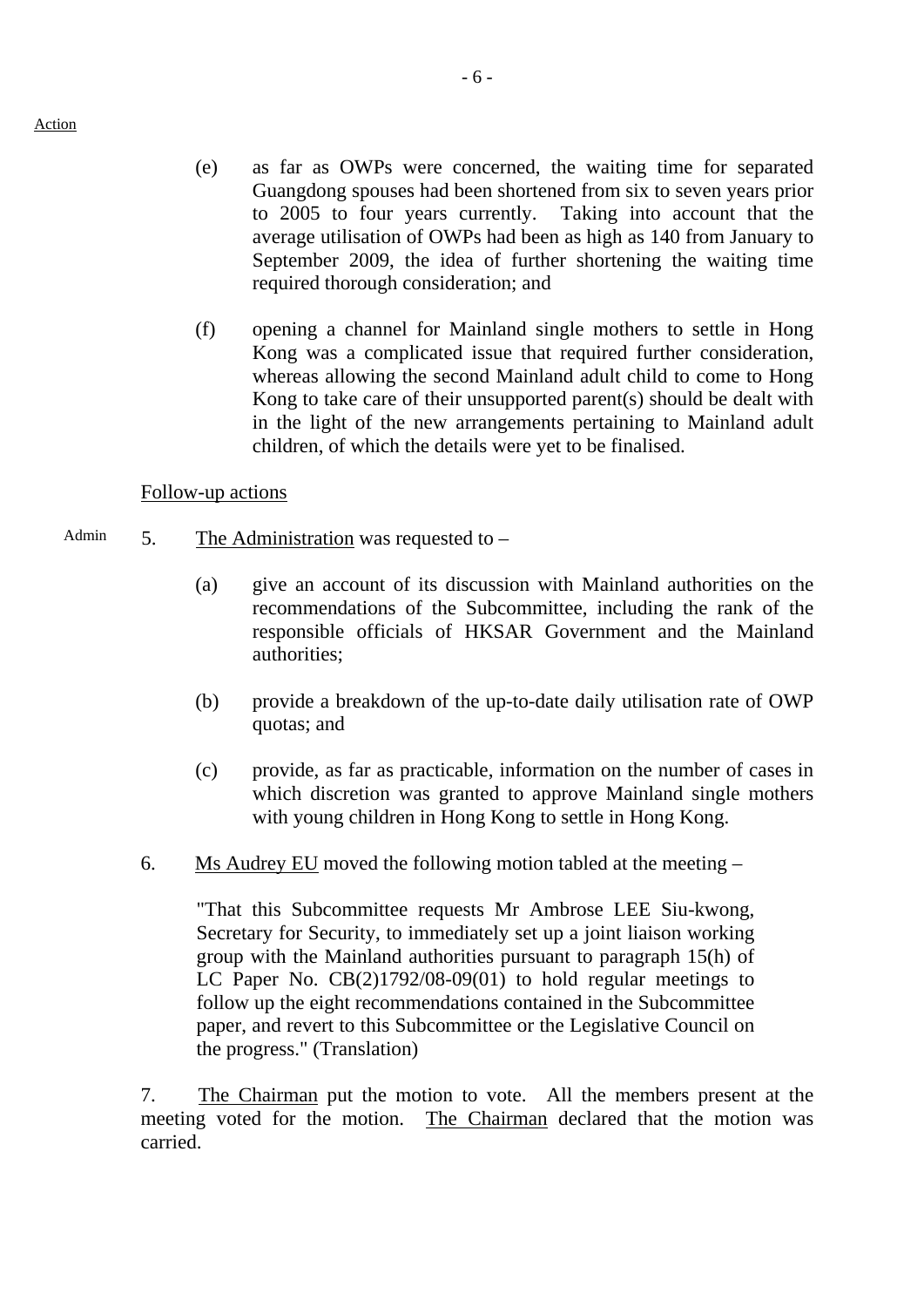Action

(e) as far as OWPs were concerned, the waiting time for separated Guangdong spouses had been shortened from six to seven years prior to 2005 to four years currently. Taking into account that the average utilisation of OWPs had been as high as 140 from January to September 2009, the idea of further shortening the waiting time required thorough consideration; and

(f) opening a channel for Mainland single mothers to settle in Hong Kong was a complicated issue that required further consideration, whereas allowing the second Mainland adult child to come to Hong Kong to take care of their unsupported parent(s) should be dealt with in the light of the new arrangements pertaining to Mainland adult children, of which the details were yet to be finalised.

Follow-up actions

Admin

5. The Administration was requested to –

(a) give an account of its discussion with Mainland authorities on the recommendations of the Subcommittee, including the rank of the responsible officials of HKSAR Government and the Mainland authorities;

(b) provide a breakdown of the up-to-date daily utilisation rate of OWP quotas; and

(c) provide, as far as practicable, information on the number of cases in which discretion was granted to approve Mainland single mothers with young children in Hong Kong to settle in Hong Kong.

6. Ms Audrey EU moved the following motion tabled at the meeting –

"That this Subcommittee requests Mr Ambrose LEE Siu-kwong, Secretary for Security, to immediately set up a joint liaison working group with the Mainland authorities pursuant to paragraph 15(h) of LC Paper No. CB(2)1792/08-09(01) to hold regular meetings to follow up the eight recommendations contained in the Subcommittee paper, and revert to this Subcommittee or the Legislative Council on the progress." (Translation)

7. The Chairman put the motion to vote. All the members present at the meeting voted for the motion. The Chairman declared that the motion was carried.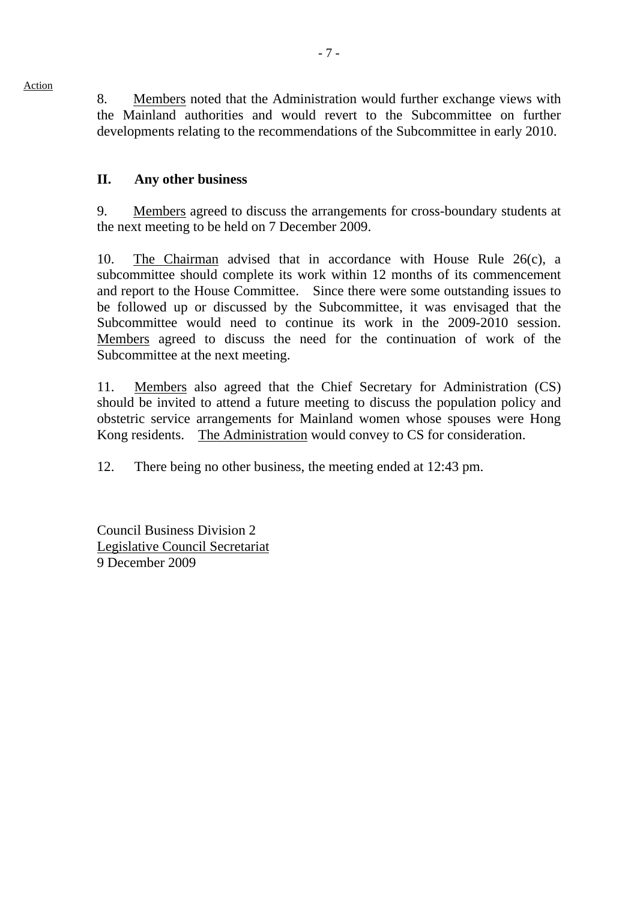Action

8. <u>Members</u> noted that the Administration would further exchange views with the Mainland authorities and would revert to the Subcommittee on further developments relating to the recommendations of the Subcommittee in early 2010.

## II. Any other business

9. <u>Members</u> agreed to discuss the arrangements for cross-boundary students at the next meeting to be held on 7 December 2009.

10. <u>The Chairman</u> advised that in accordance with House Rule 26(c), a subcommittee should complete its work within 12 months of its commencement and report to the House Committee. Since there were some outstanding issues to be followed up or discussed by the Subcommittee, it was envisaged that the Subcommittee would need to continue its work in the 2009-2010 session. <u>Members</u> agreed to discuss the need for the continuation of work of the Subcommittee at the next meeting.

11. <u>Members</u> also agreed that the Chief Secretary for Administration (CS) should be invited to attend a future meeting to discuss the population policy and obstetric service arrangements for Mainland women whose spouses were Hong Kong residents. <u>The Administration</u> would convey to CS for consideration.

12. There being no other business, the meeting ended at 12:43 pm.

Council Business Division 2
<u>Legislative Council Secretariat</u>
9 December 2009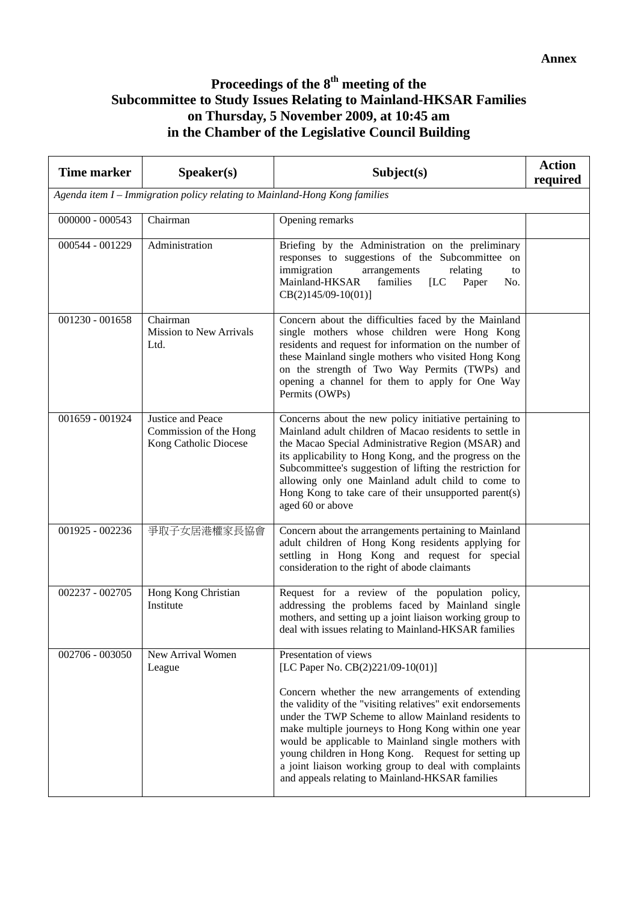**Annex**

# Proceedings of the 8th meeting of the Subcommittee to Study Issues Relating to Mainland-HKSAR Families on Thursday, 5 November 2009, at 10:45 am in the Chamber of the Legislative Council Building

| Time marker | Speaker(s) | Subject(s) | Action required |
|---|---|---|---|
| *Agenda item I – Immigration policy relating to Mainland-Hong Kong families* | | | |
| 000000 - 000543 | Chairman | Opening remarks | |
| 000544 - 001229 | Administration | Briefing by the Administration on the preliminary responses to suggestions of the Subcommittee on immigration arrangements relating to Mainland-HKSAR families [LC Paper No. CB(2)145/09-10(01)] | |
| 001230 - 001658 | Chairman<br>Mission to New Arrivals Ltd. | Concern about the difficulties faced by the Mainland single mothers whose children were Hong Kong residents and request for information on the number of these Mainland single mothers who visited Hong Kong on the strength of Two Way Permits (TWPs) and opening a channel for them to apply for One Way Permits (OWPs) | |
| 001659 - 001924 | Justice and Peace Commission of the Hong Kong Catholic Diocese | Concerns about the new policy initiative pertaining to Mainland adult children of Macao residents to settle in the Macao Special Administrative Region (MSAR) and its applicability to Hong Kong, and the progress on the Subcommittee's suggestion of lifting the restriction for allowing only one Mainland adult child to come to Hong Kong to take care of their unsupported parent(s) aged 60 or above | |
| 001925 - 002236 | 爭取子女居港權家長協會 | Concern about the arrangements pertaining to Mainland adult children of Hong Kong residents applying for settling in Hong Kong and request for special consideration to the right of abode claimants | |
| 002237 - 002705 | Hong Kong Christian Institute | Request for a review of the population policy, addressing the problems faced by Mainland single mothers, and setting up a joint liaison working group to deal with issues relating to Mainland-HKSAR families | |
| 002706 - 003050 | New Arrival Women League | Presentation of views<br>[LC Paper No. CB(2)221/09-10(01)]<br><br>Concern whether the new arrangements of extending the validity of the "visiting relatives" exit endorsements under the TWP Scheme to allow Mainland residents to make multiple journeys to Hong Kong within one year would be applicable to Mainland single mothers with young children in Hong Kong. Request for setting up a joint liaison working group to deal with complaints and appeals relating to Mainland-HKSAR families | |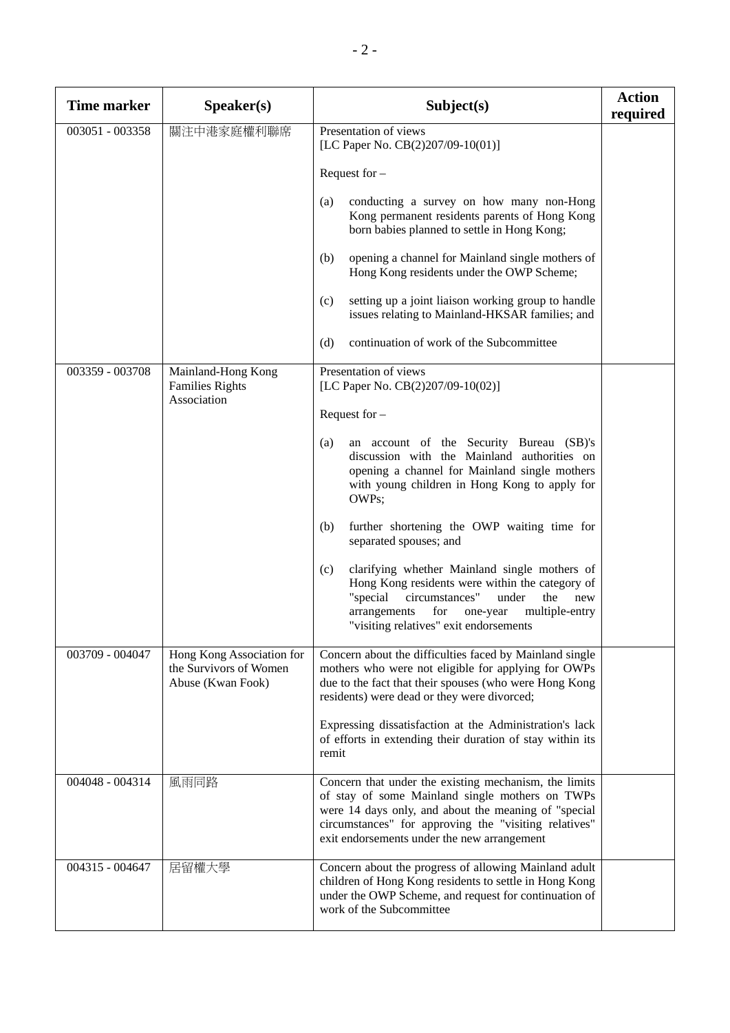| Time marker | Speaker(s) | Subject(s) | Action required |
|---|---|---|---|
| 003051 - 003358 | 關注中港家庭權利聯席 | Presentation of views<br>[LC Paper No. CB(2)207/09-10(01)]<br><br>Request for –<br><br>(a) conducting a survey on how many non-Hong Kong permanent residents parents of Hong Kong born babies planned to settle in Hong Kong;<br><br>(b) opening a channel for Mainland single mothers of Hong Kong residents under the OWP Scheme;<br><br>(c) setting up a joint liaison working group to handle issues relating to Mainland-HKSAR families; and<br><br>(d) continuation of work of the Subcommittee | |
| 003359 - 003708 | Mainland-Hong Kong Families Rights Association | Presentation of views<br>[LC Paper No. CB(2)207/09-10(02)]<br><br>Request for –<br><br>(a) an account of the Security Bureau (SB)'s discussion with the Mainland authorities on opening a channel for Mainland single mothers with young children in Hong Kong to apply for OWPs;<br><br>(b) further shortening the OWP waiting time for separated spouses; and<br><br>(c) clarifying whether Mainland single mothers of Hong Kong residents were within the category of "special circumstances" under the new arrangements for one-year multiple-entry "visiting relatives" exit endorsements | |
| 003709 - 004047 | Hong Kong Association for the Survivors of Women Abuse (Kwan Fook) | Concern about the difficulties faced by Mainland single mothers who were not eligible for applying for OWPs due to the fact that their spouses (who were Hong Kong residents) were dead or they were divorced;<br><br>Expressing dissatisfaction at the Administration's lack of efforts in extending their duration of stay within its remit | |
| 004048 - 004314 | 風雨同路 | Concern that under the existing mechanism, the limits of stay of some Mainland single mothers on TWPs were 14 days only, and about the meaning of "special circumstances" for approving the "visiting relatives" exit endorsements under the new arrangement | |
| 004315 - 004647 | 居留權大學 | Concern about the progress of allowing Mainland adult children of Hong Kong residents to settle in Hong Kong under the OWP Scheme, and request for continuation of work of the Subcommittee | |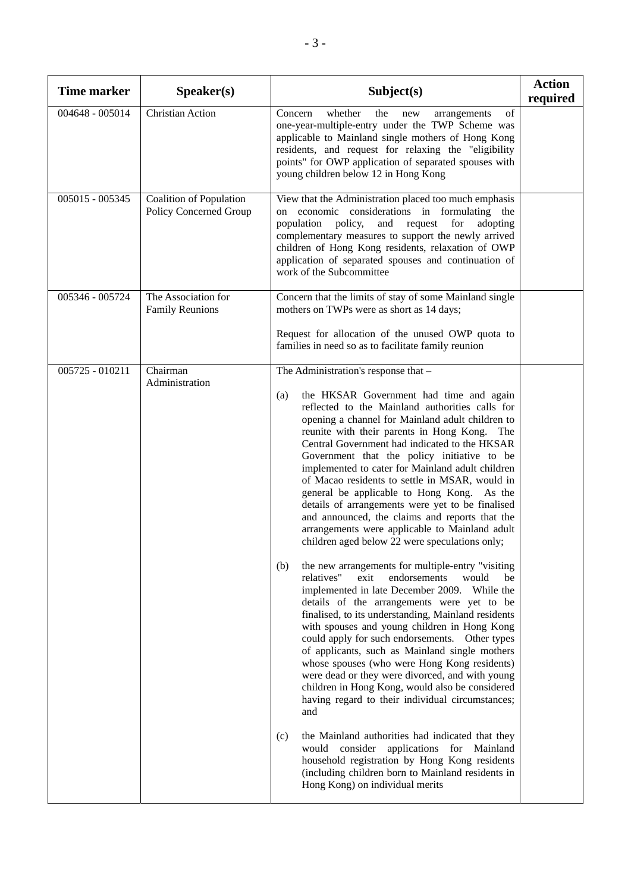| Time marker | Speaker(s) | Subject(s) | Action required |
|---|---|---|---|
| 004648 - 005014 | Christian Action | Concern whether the new arrangements of one-year-multiple-entry under the TWP Scheme was applicable to Mainland single mothers of Hong Kong residents, and request for relaxing the "eligibility points" for OWP application of separated spouses with young children below 12 in Hong Kong | |
| 005015 - 005345 | Coalition of Population Policy Concerned Group | View that the Administration placed too much emphasis on economic considerations in formulating the population policy, and request for adopting complementary measures to support the newly arrived children of Hong Kong residents, relaxation of OWP application of separated spouses and continuation of work of the Subcommittee | |
| 005346 - 005724 | The Association for Family Reunions | Concern that the limits of stay of some Mainland single mothers on TWPs were as short as 14 days;<br><br>Request for allocation of the unused OWP quota to families in need so as to facilitate family reunion | |
| 005725 - 010211 | Chairman<br>Administration | The Administration's response that –<br><br>(a) the HKSAR Government had time and again reflected to the Mainland authorities calls for opening a channel for Mainland adult children to reunite with their parents in Hong Kong. The Central Government had indicated to the HKSAR Government that the policy initiative to be implemented to cater for Mainland adult children of Macao residents to settle in MSAR, would in general be applicable to Hong Kong. As the details of arrangements were yet to be finalised and announced, the claims and reports that the arrangements were applicable to Mainland adult children aged below 22 were speculations only;<br><br>(b) the new arrangements for multiple-entry "visiting relatives" exit endorsements would be implemented in late December 2009. While the details of the arrangements were yet to be finalised, to its understanding, Mainland residents with spouses and young children in Hong Kong could apply for such endorsements. Other types of applicants, such as Mainland single mothers whose spouses (who were Hong Kong residents) were dead or they were divorced, and with young children in Hong Kong, would also be considered having regard to their individual circumstances; and<br><br>(c) the Mainland authorities had indicated that they would consider applications for Mainland household registration by Hong Kong residents (including children born to Mainland residents in Hong Kong) on individual merits | |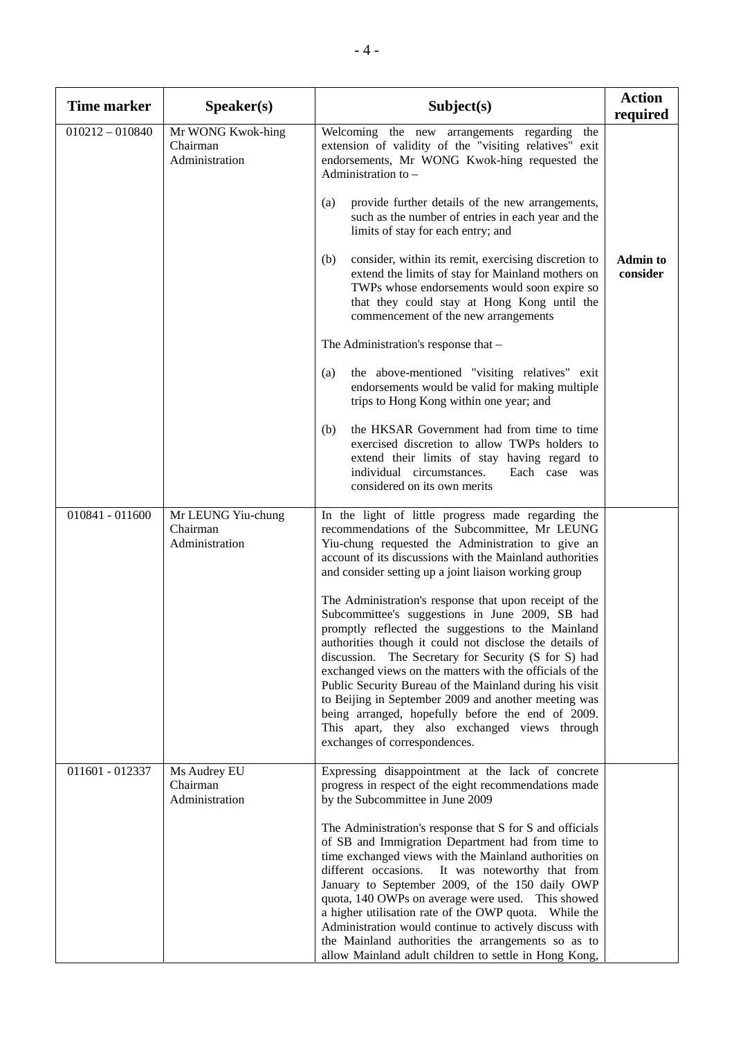| Time marker | Speaker(s) | Subject(s) | Action required |
|---|---|---|---|
| 010212 – 010840 | Mr WONG Kwok-hing<br>Chairman<br>Administration | Welcoming the new arrangements regarding the extension of validity of the "visiting relatives" exit endorsements, Mr WONG Kwok-hing requested the Administration to –<br><br>(a) provide further details of the new arrangements, such as the number of entries in each year and the limits of stay for each entry; and<br><br>(b) consider, within its remit, exercising discretion to extend the limits of stay for Mainland mothers on TWPs whose endorsements would soon expire so that they could stay at Hong Kong until the commencement of the new arrangements<br><br>The Administration's response that –<br><br>(a) the above-mentioned "visiting relatives" exit endorsements would be valid for making multiple trips to Hong Kong within one year; and<br><br>(b) the HKSAR Government had from time to time exercised discretion to allow TWPs holders to extend their limits of stay having regard to individual circumstances. Each case was considered on its own merits | **Admin to consider** |
| 010841 - 011600 | Mr LEUNG Yiu-chung<br>Chairman<br>Administration | In the light of little progress made regarding the recommendations of the Subcommittee, Mr LEUNG Yiu-chung requested the Administration to give an account of its discussions with the Mainland authorities and consider setting up a joint liaison working group<br><br>The Administration's response that upon receipt of the Subcommittee's suggestions in June 2009, SB had promptly reflected the suggestions to the Mainland authorities though it could not disclose the details of discussion. The Secretary for Security (S for S) had exchanged views on the matters with the officials of the Public Security Bureau of the Mainland during his visit to Beijing in September 2009 and another meeting was being arranged, hopefully before the end of 2009. This apart, they also exchanged views through exchanges of correspondences. | |
| 011601 - 012337 | Ms Audrey EU<br>Chairman<br>Administration | Expressing disappointment at the lack of concrete progress in respect of the eight recommendations made by the Subcommittee in June 2009<br><br>The Administration's response that S for S and officials of SB and Immigration Department had from time to time exchanged views with the Mainland authorities on different occasions. It was noteworthy that from January to September 2009, of the 150 daily OWP quota, 140 OWPs on average were used. This showed a higher utilisation rate of the OWP quota. While the Administration would continue to actively discuss with the Mainland authorities the arrangements so as to allow Mainland adult children to settle in Hong Kong, | |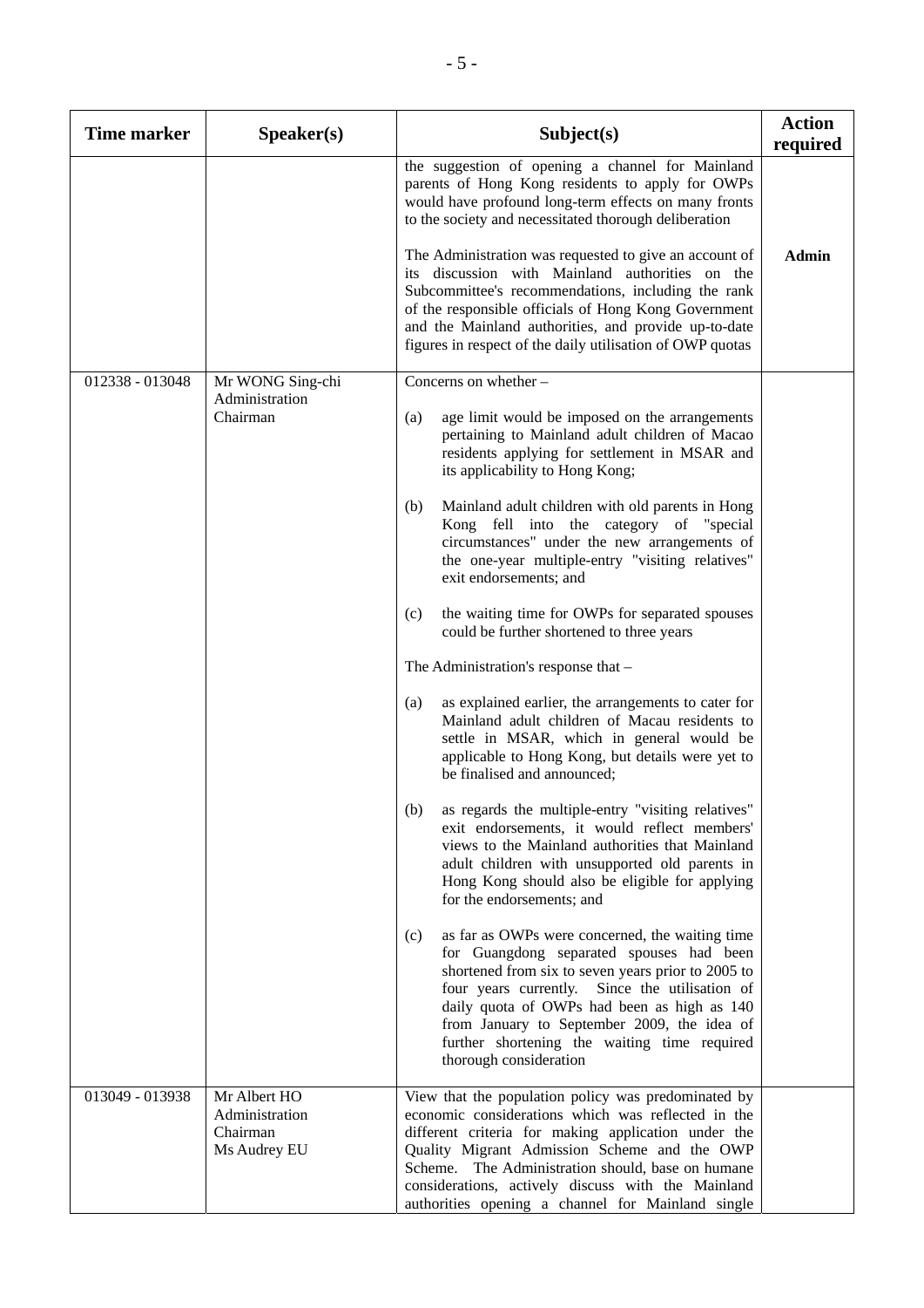| Time marker | Speaker(s) | Subject(s) | Action required |
|---|---|---|---|
| | | the suggestion of opening a channel for Mainland parents of Hong Kong residents to apply for OWPs would have profound long-term effects on many fronts to the society and necessitated thorough deliberation<br><br>The Administration was requested to give an account of its discussion with Mainland authorities on the Subcommittee's recommendations, including the rank of the responsible officials of Hong Kong Government and the Mainland authorities, and provide up-to-date figures in respect of the daily utilisation of OWP quotas | **Admin** |
| 012338 - 013048 | Mr WONG Sing-chi<br>Administration<br>Chairman | Concerns on whether –<br><br>(a) age limit would be imposed on the arrangements pertaining to Mainland adult children of Macao residents applying for settlement in MSAR and its applicability to Hong Kong;<br><br>(b) Mainland adult children with old parents in Hong Kong fell into the category of "special circumstances" under the new arrangements of the one-year multiple-entry "visiting relatives" exit endorsements; and<br><br>(c) the waiting time for OWPs for separated spouses could be further shortened to three years<br><br>The Administration's response that –<br><br>(a) as explained earlier, the arrangements to cater for Mainland adult children of Macau residents to settle in MSAR, which in general would be applicable to Hong Kong, but details were yet to be finalised and announced;<br><br>(b) as regards the multiple-entry "visiting relatives" exit endorsements, it would reflect members' views to the Mainland authorities that Mainland adult children with unsupported old parents in Hong Kong should also be eligible for applying for the endorsements; and<br><br>(c) as far as OWPs were concerned, the waiting time for Guangdong separated spouses had been shortened from six to seven years prior to 2005 to four years currently. Since the utilisation of daily quota of OWPs had been as high as 140 from January to September 2009, the idea of further shortening the waiting time required thorough consideration | |
| 013049 - 013938 | Mr Albert HO<br>Administration<br>Chairman<br>Ms Audrey EU | View that the population policy was predominated by economic considerations which was reflected in the different criteria for making application under the Quality Migrant Admission Scheme and the OWP Scheme. The Administration should, base on humane considerations, actively discuss with the Mainland authorities opening a channel for Mainland single | |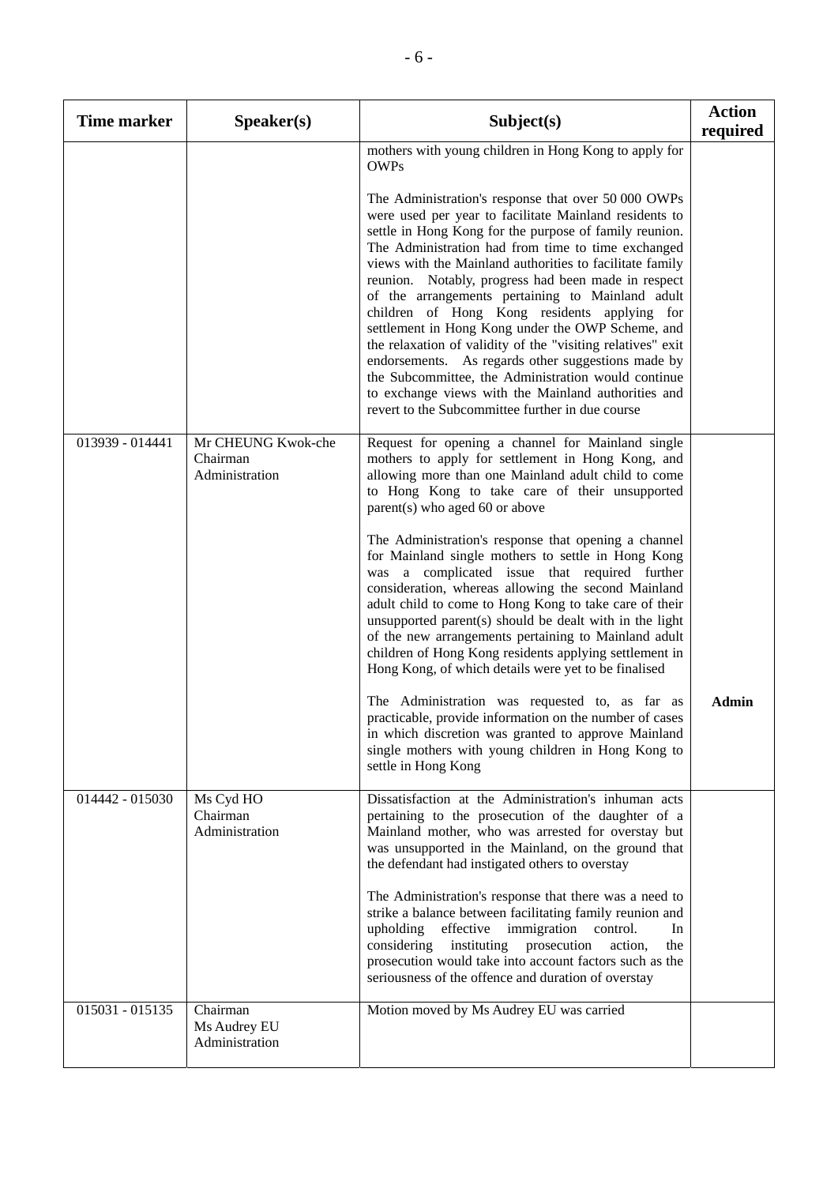| Time marker | Speaker(s) | Subject(s) | Action required |
|---|---|---|---|
| | | mothers with young children in Hong Kong to apply for OWPs<br><br>The Administration's response that over 50 000 OWPs were used per year to facilitate Mainland residents to settle in Hong Kong for the purpose of family reunion. The Administration had from time to time exchanged views with the Mainland authorities to facilitate family reunion. Notably, progress had been made in respect of the arrangements pertaining to Mainland adult children of Hong Kong residents applying for settlement in Hong Kong under the OWP Scheme, and the relaxation of validity of the "visiting relatives" exit endorsements. As regards other suggestions made by the Subcommittee, the Administration would continue to exchange views with the Mainland authorities and revert to the Subcommittee further in due course | |
| 013939 - 014441 | Mr CHEUNG Kwok-che<br>Chairman<br>Administration | Request for opening a channel for Mainland single mothers to apply for settlement in Hong Kong, and allowing more than one Mainland adult child to come to Hong Kong to take care of their unsupported parent(s) who aged 60 or above<br><br>The Administration's response that opening a channel for Mainland single mothers to settle in Hong Kong was a complicated issue that required further consideration, whereas allowing the second Mainland adult child to come to Hong Kong to take care of their unsupported parent(s) should be dealt with in the light of the new arrangements pertaining to Mainland adult children of Hong Kong residents applying settlement in Hong Kong, of which details were yet to be finalised<br><br>The Administration was requested to, as far as practicable, provide information on the number of cases in which discretion was granted to approve Mainland single mothers with young children in Hong Kong to settle in Hong Kong | **Admin** |
| 014442 - 015030 | Ms Cyd HO<br>Chairman<br>Administration | Dissatisfaction at the Administration's inhuman acts pertaining to the prosecution of the daughter of a Mainland mother, who was arrested for overstay but was unsupported in the Mainland, on the ground that the defendant had instigated others to overstay<br><br>The Administration's response that there was a need to strike a balance between facilitating family reunion and upholding effective immigration control. In considering instituting prosecution action, the prosecution would take into account factors such as the seriousness of the offence and duration of overstay | |
| 015031 - 015135 | Chairman<br>Ms Audrey EU<br>Administration | Motion moved by Ms Audrey EU was carried | |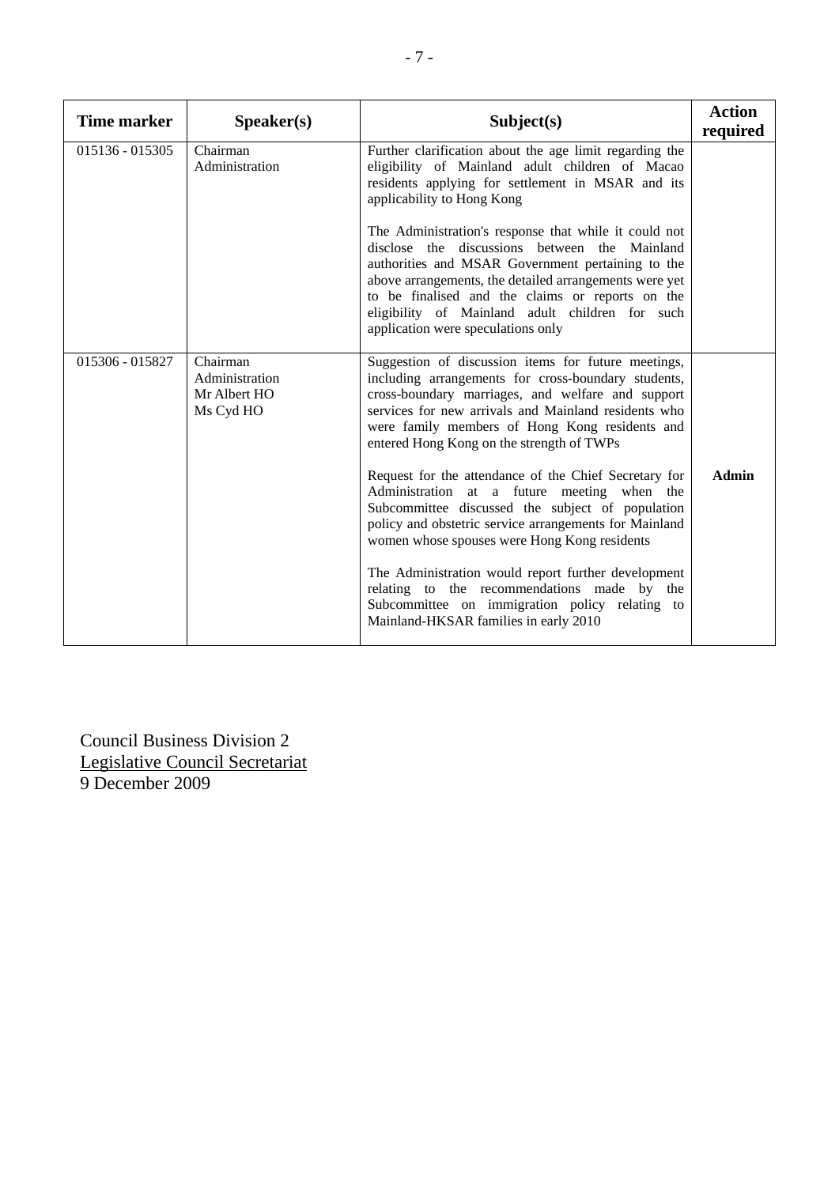| Time marker | Speaker(s) | Subject(s) | Action required |
| --- | --- | --- | --- |
| 015136 - 015305 | Chairman<br>Administration | Further clarification about the age limit regarding the eligibility of Mainland adult children of Macao residents applying for settlement in MSAR and its applicability to Hong Kong<br><br>The Administration's response that while it could not disclose the discussions between the Mainland authorities and MSAR Government pertaining to the above arrangements, the detailed arrangements were yet to be finalised and the claims or reports on the eligibility of Mainland adult children for such application were speculations only | |
| 015306 - 015827 | Chairman<br>Administration<br>Mr Albert HO<br>Ms Cyd HO | Suggestion of discussion items for future meetings, including arrangements for cross-boundary students, cross-boundary marriages, and welfare and support services for new arrivals and Mainland residents who were family members of Hong Kong residents and entered Hong Kong on the strength of TWPs<br><br>Request for the attendance of the Chief Secretary for Administration at a future meeting when the Subcommittee discussed the subject of population policy and obstetric service arrangements for Mainland women whose spouses were Hong Kong residents<br><br>The Administration would report further development relating to the recommendations made by the Subcommittee on immigration policy relating to Mainland-HKSAR families in early 2010 | **Admin** |

Council Business Division 2
Legislative Council Secretariat
9 December 2009